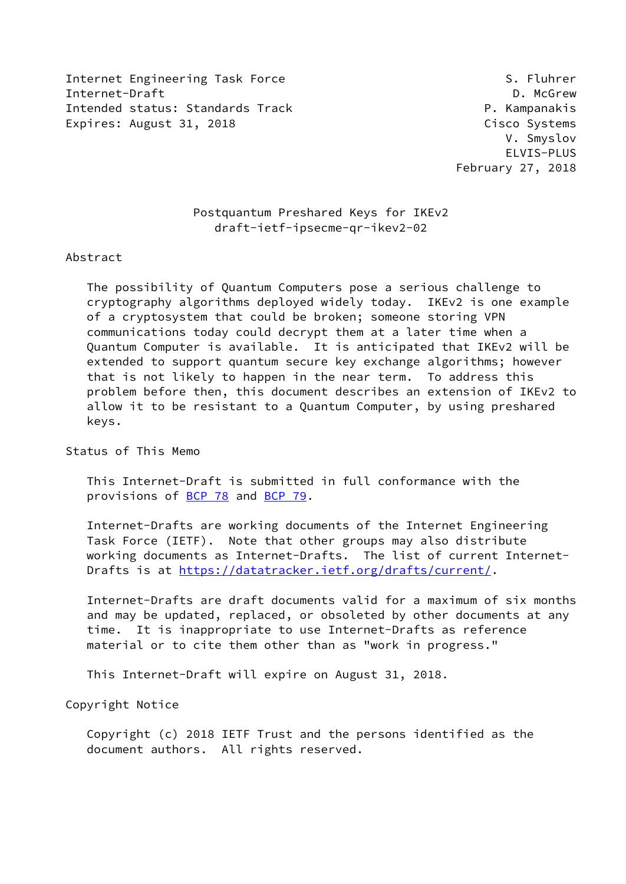Internet Engineering Task Force S. Fluhrer
Internet-Draft D. McGrew
Intended status: Standards Track P. Kampanakis
Expires: August 31, 2018 Cisco Systems
V. Smyslov
ELVIS-PLUS
February 27, 2018

# Postquantum Preshared Keys for IKEv2
## draft-ietf-ipsecme-qr-ikev2-02

## Abstract

The possibility of Quantum Computers pose a serious challenge to cryptography algorithms deployed widely today. IKEv2 is one example of a cryptosystem that could be broken; someone storing VPN communications today could decrypt them at a later time when a Quantum Computer is available. It is anticipated that IKEv2 will be extended to support quantum secure key exchange algorithms; however that is not likely to happen in the near term. To address this problem before then, this document describes an extension of IKEv2 to allow it to be resistant to a Quantum Computer, by using preshared keys.

## Status of This Memo

This Internet-Draft is submitted in full conformance with the provisions of BCP 78 and BCP 79.

Internet-Drafts are working documents of the Internet Engineering Task Force (IETF). Note that other groups may also distribute working documents as Internet-Drafts. The list of current Internet-Drafts is at https://datatracker.ietf.org/drafts/current/.

Internet-Drafts are draft documents valid for a maximum of six months and may be updated, replaced, or obsoleted by other documents at any time. It is inappropriate to use Internet-Drafts as reference material or to cite them other than as "work in progress."

This Internet-Draft will expire on August 31, 2018.

## Copyright Notice

Copyright (c) 2018 IETF Trust and the persons identified as the document authors. All rights reserved.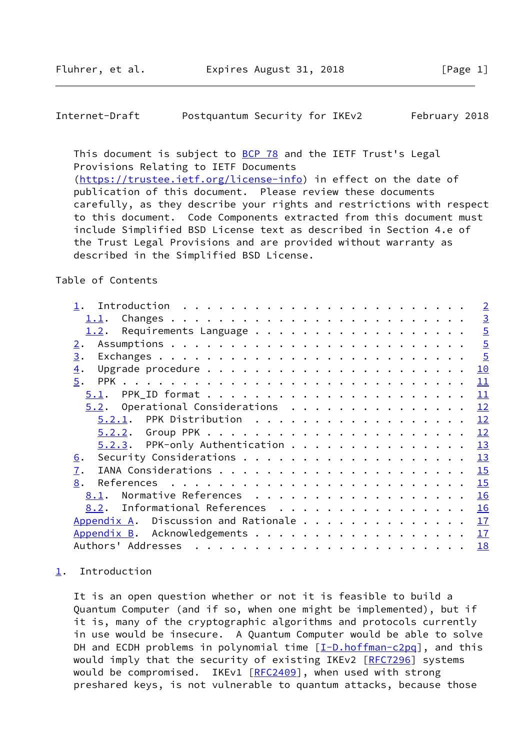This document is subject to BCP 78 and the IETF Trust's Legal Provisions Relating to IETF Documents (https://trustee.ietf.org/license-info) in effect on the date of publication of this document. Please review these documents carefully, as they describe your rights and restrictions with respect to this document. Code Components extracted from this document must include Simplified BSD License text as described in Section 4.e of the Trust Legal Provisions and are provided without warranty as described in the Simplified BSD License.

## Table of Contents

```
   1.  Introduction  . . . . . . . . . . . . . . . . . . . . . . . .   2
     1.1.  Changes . . . . . . . . . . . . . . . . . . . . . . . . .   3
     1.2.  Requirements Language . . . . . . . . . . . . . . . . . .   5
   2.  Assumptions . . . . . . . . . . . . . . . . . . . . . . . . .   5
   3.  Exchanges . . . . . . . . . . . . . . . . . . . . . . . . . .   5
   4.  Upgrade procedure . . . . . . . . . . . . . . . . . . . . . .  10
   5.  PPK . . . . . . . . . . . . . . . . . . . . . . . . . . . . .  11
     5.1.  PPK_ID format . . . . . . . . . . . . . . . . . . . . . .  11
     5.2.  Operational Considerations  . . . . . . . . . . . . . . .  12
       5.2.1.  PPK Distribution  . . . . . . . . . . . . . . . . . .  12
       5.2.2.  Group PPK . . . . . . . . . . . . . . . . . . . . . .  12
       5.2.3.  PPK-only Authentication . . . . . . . . . . . . . . .  13
   6.  Security Considerations . . . . . . . . . . . . . . . . . . .  13
   7.  IANA Considerations . . . . . . . . . . . . . . . . . . . . .  15
   8.  References  . . . . . . . . . . . . . . . . . . . . . . . . .  15
     8.1.  Normative References  . . . . . . . . . . . . . . . . . .  16
     8.2.  Informational References  . . . . . . . . . . . . . . . .  16
   Appendix A.  Discussion and Rationale . . . . . . . . . . . . . .  17
   Appendix B.  Acknowledgements . . . . . . . . . . . . . . . . . .  17
   Authors' Addresses  . . . . . . . . . . . . . . . . . . . . . . .  18
```

## 1. Introduction

It is an open question whether or not it is feasible to build a Quantum Computer (and if so, when one might be implemented), but if it is, many of the cryptographic algorithms and protocols currently in use would be insecure. A Quantum Computer would be able to solve DH and ECDH problems in polynomial time [I-D.hoffman-c2pq], and this would imply that the security of existing IKEv2 [RFC7296] systems would be compromised. IKEv1 [RFC2409], when used with strong preshared keys, is not vulnerable to quantum attacks, because those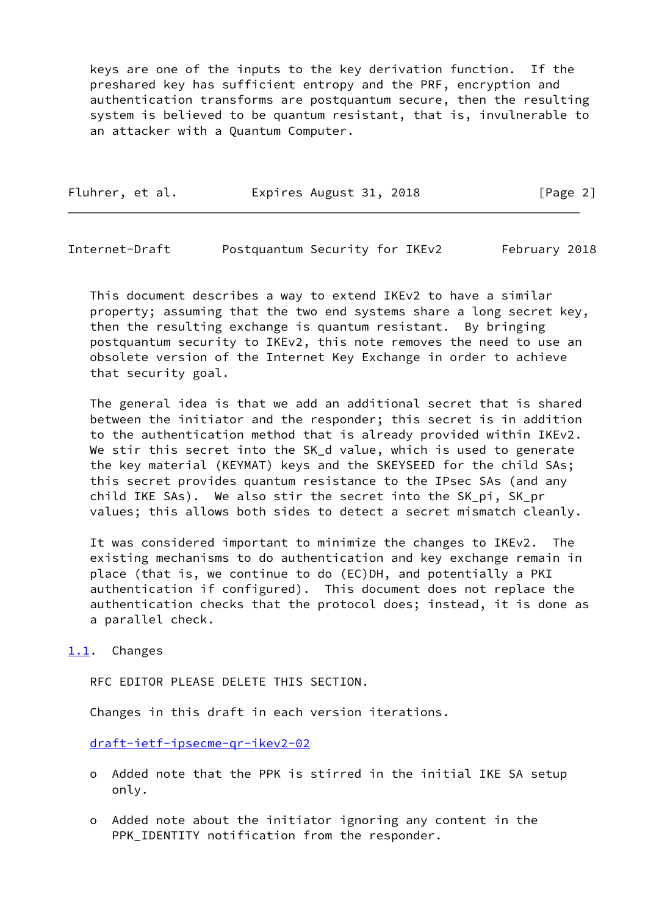keys are one of the inputs to the key derivation function. If the preshared key has sufficient entropy and the PRF, encryption and authentication transforms are postquantum secure, then the resulting system is believed to be quantum resistant, that is, invulnerable to an attacker with a Quantum Computer.

This document describes a way to extend IKEv2 to have a similar property; assuming that the two end systems share a long secret key, then the resulting exchange is quantum resistant. By bringing postquantum security to IKEv2, this note removes the need to use an obsolete version of the Internet Key Exchange in order to achieve that security goal.

The general idea is that we add an additional secret that is shared between the initiator and the responder; this secret is in addition to the authentication method that is already provided within IKEv2. We stir this secret into the SK_d value, which is used to generate the key material (KEYMAT) keys and the SKEYSEED for the child SAs; this secret provides quantum resistance to the IPsec SAs (and any child IKE SAs). We also stir the secret into the SK_pi, SK_pr values; this allows both sides to detect a secret mismatch cleanly.

It was considered important to minimize the changes to IKEv2. The existing mechanisms to do authentication and key exchange remain in place (that is, we continue to do (EC)DH, and potentially a PKI authentication if configured). This document does not replace the authentication checks that the protocol does; instead, it is done as a parallel check.

## 1.1. Changes

RFC EDITOR PLEASE DELETE THIS SECTION.

Changes in this draft in each version iterations.

draft-ietf-ipsecme-qr-ikev2-02

- Added note that the PPK is stirred in the initial IKE SA setup only.
- Added note about the initiator ignoring any content in the PPK_IDENTITY notification from the responder.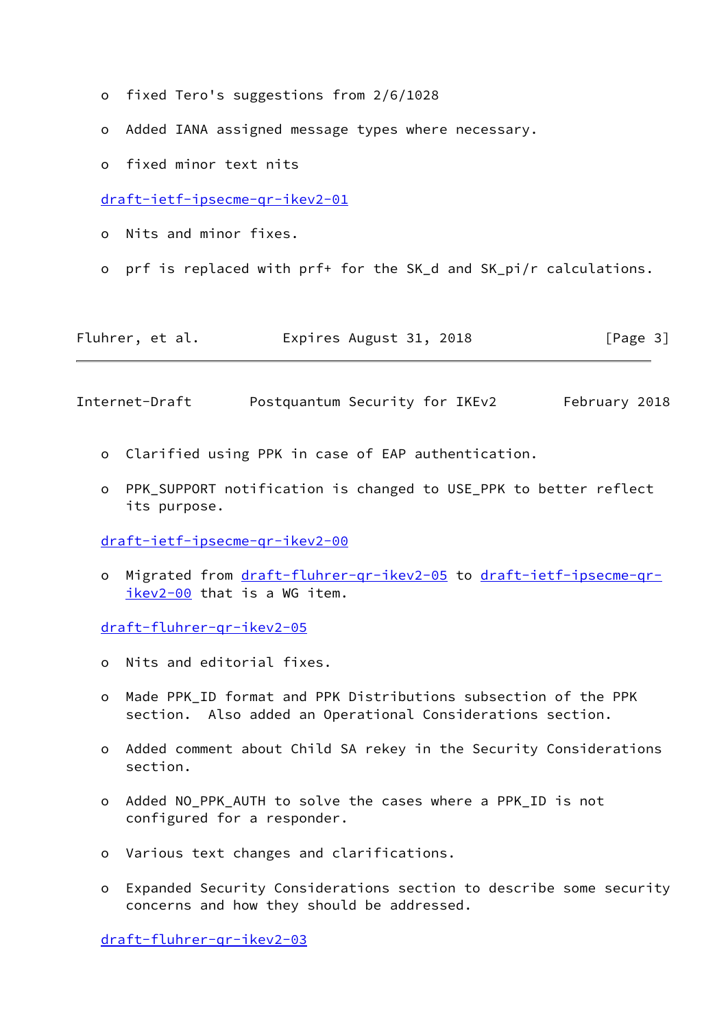- fixed Tero's suggestions from 2/6/1028
- Added IANA assigned message types where necessary.
- fixed minor text nits

draft-ietf-ipsecme-qr-ikev2-01

- Nits and minor fixes.
- prf is replaced with prf+ for the SK_d and SK_pi/r calculations.
- Clarified using PPK in case of EAP authentication.
- PPK_SUPPORT notification is changed to USE_PPK to better reflect its purpose.

draft-ietf-ipsecme-qr-ikev2-00

- Migrated from draft-fluhrer-qr-ikev2-05 to draft-ietf-ipsecme-qr-ikev2-00 that is a WG item.

draft-fluhrer-qr-ikev2-05

- Nits and editorial fixes.
- Made PPK_ID format and PPK Distributions subsection of the PPK section. Also added an Operational Considerations section.
- Added comment about Child SA rekey in the Security Considerations section.
- Added NO_PPK_AUTH to solve the cases where a PPK_ID is not configured for a responder.
- Various text changes and clarifications.
- Expanded Security Considerations section to describe some security concerns and how they should be addressed.

draft-fluhrer-qr-ikev2-03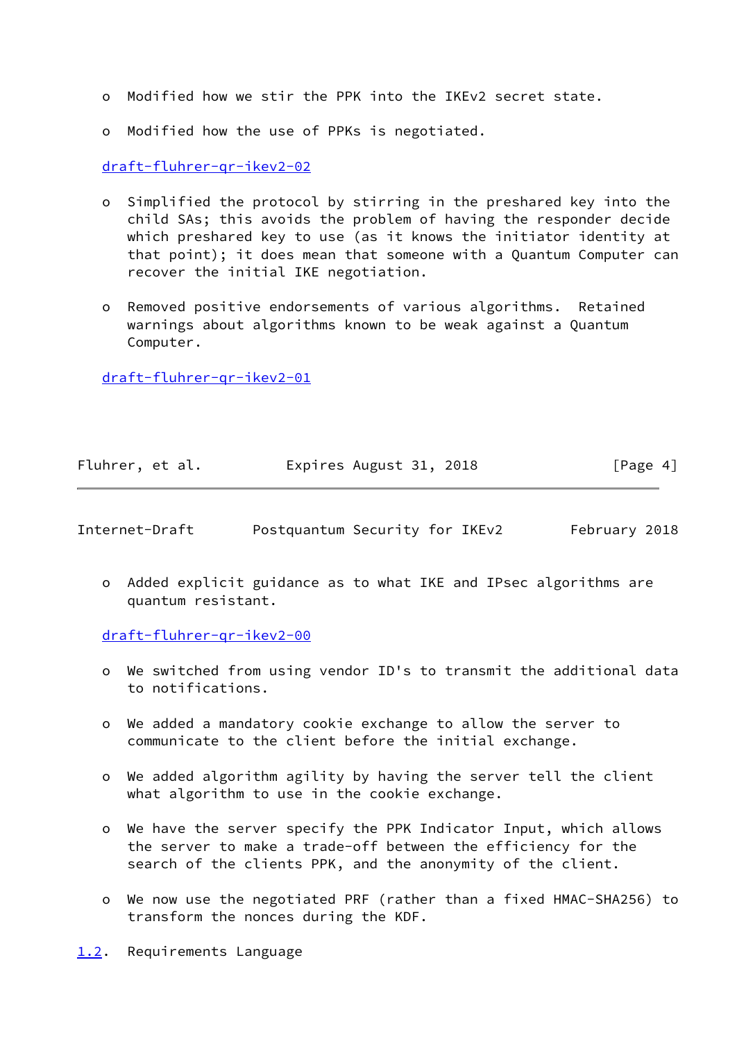- Modified how we stir the PPK into the IKEv2 secret state.

- Modified how the use of PPKs is negotiated.

draft-fluhrer-qr-ikev2-02

- Simplified the protocol by stirring in the preshared key into the child SAs; this avoids the problem of having the responder decide which preshared key to use (as it knows the initiator identity at that point); it does mean that someone with a Quantum Computer can recover the initial IKE negotiation.

- Removed positive endorsements of various algorithms. Retained warnings about algorithms known to be weak against a Quantum Computer.

draft-fluhrer-qr-ikev2-01

- Added explicit guidance as to what IKE and IPsec algorithms are quantum resistant.

draft-fluhrer-qr-ikev2-00

- We switched from using vendor ID's to transmit the additional data to notifications.

- We added a mandatory cookie exchange to allow the server to communicate to the client before the initial exchange.

- We added algorithm agility by having the server tell the client what algorithm to use in the cookie exchange.

- We have the server specify the PPK Indicator Input, which allows the server to make a trade-off between the efficiency for the search of the clients PPK, and the anonymity of the client.

- We now use the negotiated PRF (rather than a fixed HMAC-SHA256) to transform the nonces during the KDF.

### 1.2. Requirements Language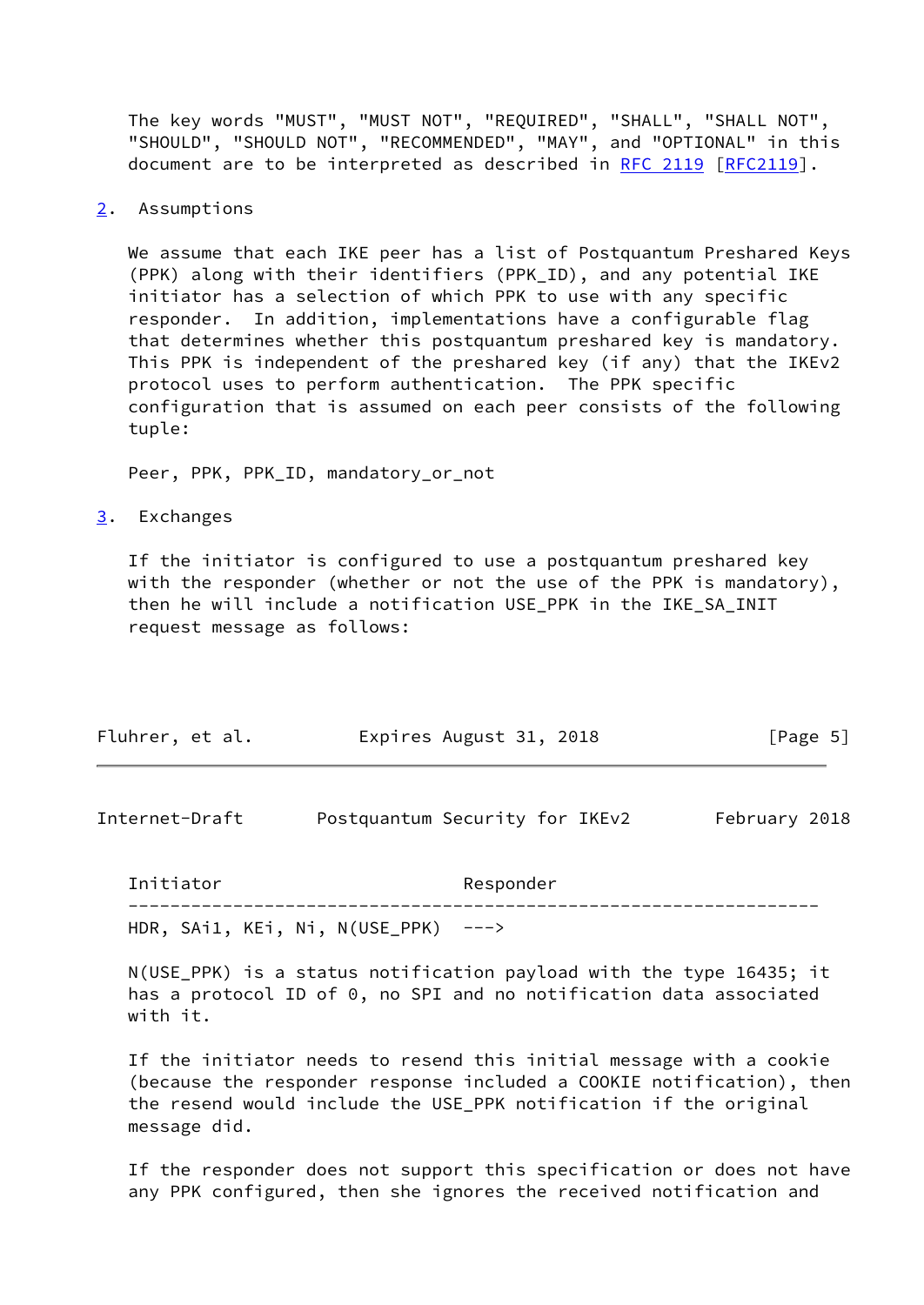The key words "MUST", "MUST NOT", "REQUIRED", "SHALL", "SHALL NOT", "SHOULD", "SHOULD NOT", "RECOMMENDED", "MAY", and "OPTIONAL" in this document are to be interpreted as described in RFC 2119 [RFC2119].

## 2. Assumptions

We assume that each IKE peer has a list of Postquantum Preshared Keys (PPK) along with their identifiers (PPK_ID), and any potential IKE initiator has a selection of which PPK to use with any specific responder. In addition, implementations have a configurable flag that determines whether this postquantum preshared key is mandatory. This PPK is independent of the preshared key (if any) that the IKEv2 protocol uses to perform authentication. The PPK specific configuration that is assumed on each peer consists of the following tuple:

```
Peer, PPK, PPK_ID, mandatory_or_not
```

## 3. Exchanges

If the initiator is configured to use a postquantum preshared key with the responder (whether or not the use of the PPK is mandatory), then he will include a notification USE_PPK in the IKE_SA_INIT request message as follows:

```
Initiator                         Responder
------------------------------------------------------------------
HDR, SAi1, KEi, Ni, N(USE_PPK)  --->
```

N(USE_PPK) is a status notification payload with the type 16435; it has a protocol ID of 0, no SPI and no notification data associated with it.

If the initiator needs to resend this initial message with a cookie (because the responder response included a COOKIE notification), then the resend would include the USE_PPK notification if the original message did.

If the responder does not support this specification or does not have any PPK configured, then she ignores the received notification and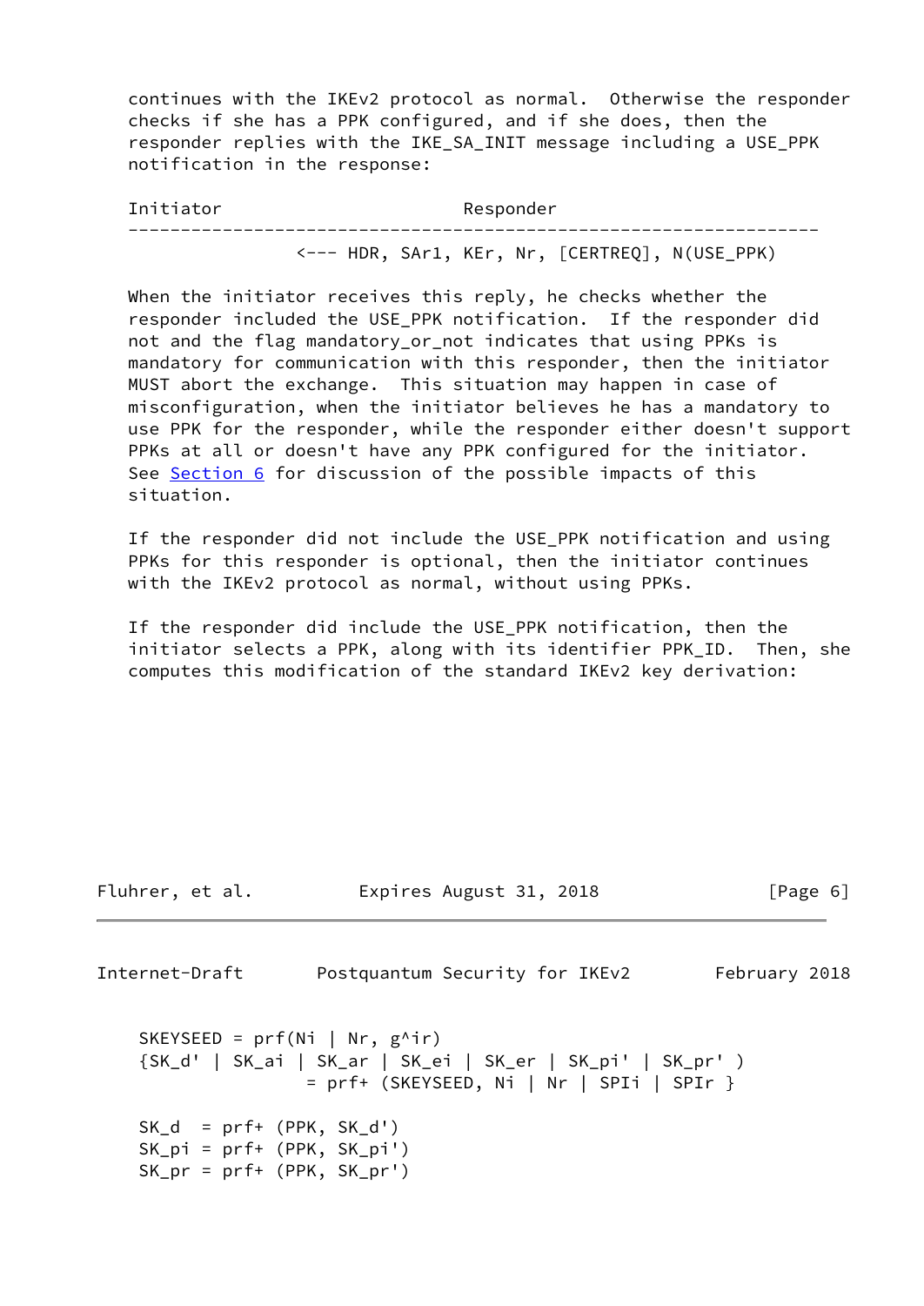continues with the IKEv2 protocol as normal. Otherwise the responder checks if she has a PPK configured, and if she does, then the responder replies with the IKE_SA_INIT message including a USE_PPK notification in the response:

```
Initiator                          Responder
--------------------------------------------------------------------
                <--- HDR, SAr1, KEr, Nr, [CERTREQ], N(USE_PPK)
```

When the initiator receives this reply, he checks whether the responder included the USE_PPK notification. If the responder did not and the flag mandatory_or_not indicates that using PPKs is mandatory for communication with this responder, then the initiator MUST abort the exchange. This situation may happen in case of misconfiguration, when the initiator believes he has a mandatory to use PPK for the responder, while the responder either doesn't support PPKs at all or doesn't have any PPK configured for the initiator. See Section 6 for discussion of the possible impacts of this situation.

If the responder did not include the USE_PPK notification and using PPKs for this responder is optional, then the initiator continues with the IKEv2 protocol as normal, without using PPKs.

If the responder did include the USE_PPK notification, then the initiator selects a PPK, along with its identifier PPK_ID. Then, she computes this modification of the standard IKEv2 key derivation:

```
SKEYSEED = prf(Ni | Nr, g^ir)
{SK_d' | SK_ai | SK_ar | SK_ei | SK_er | SK_pi' | SK_pr' )
                = prf+ (SKEYSEED, Ni | Nr | SPIi | SPIr }

SK_d  = prf+ (PPK, SK_d')
SK_pi = prf+ (PPK, SK_pi')
SK_pr = prf+ (PPK, SK_pr')
```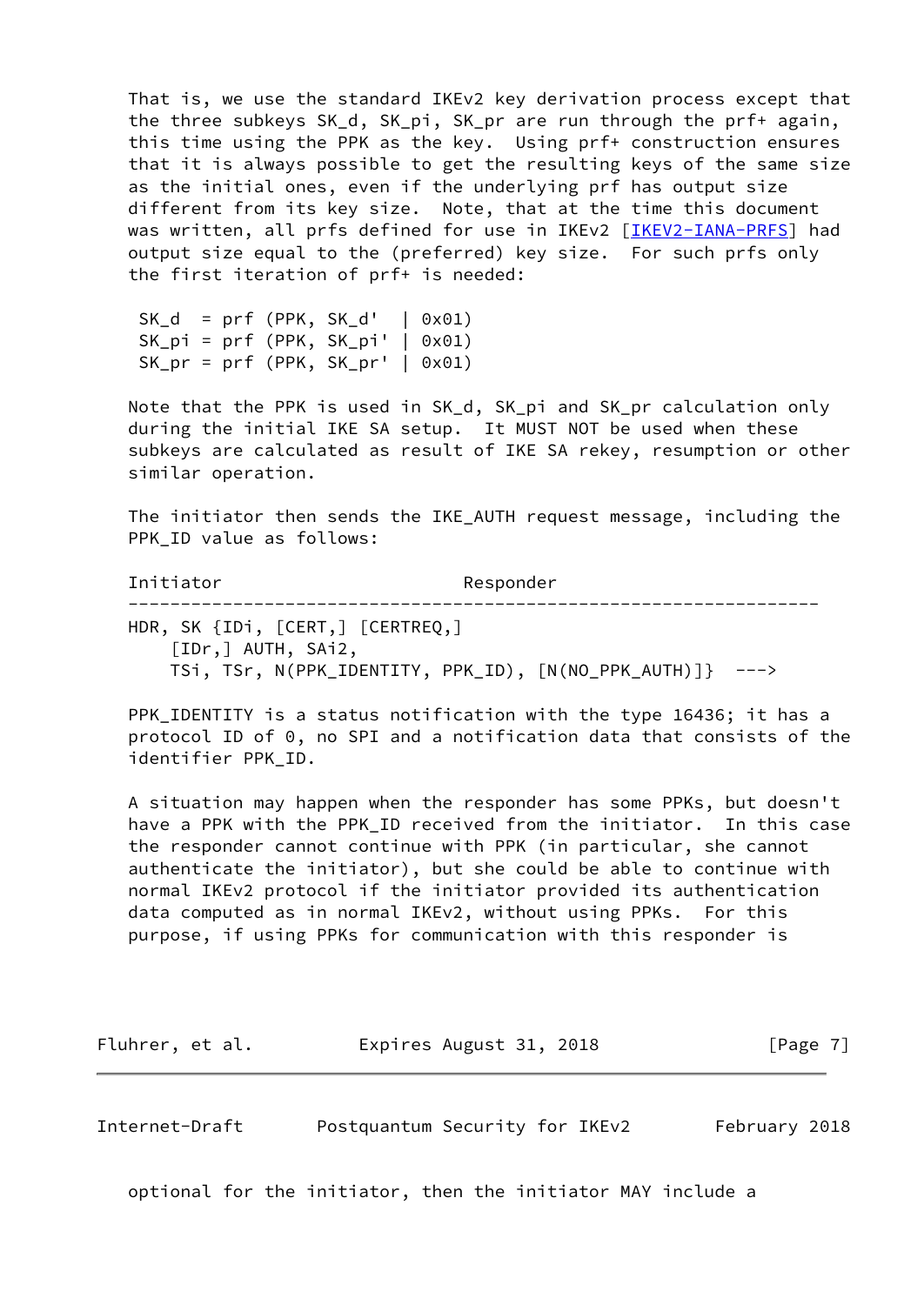That is, we use the standard IKEv2 key derivation process except that the three subkeys SK_d, SK_pi, SK_pr are run through the prf+ again, this time using the PPK as the key. Using prf+ construction ensures that it is always possible to get the resulting keys of the same size as the initial ones, even if the underlying prf has output size different from its key size. Note, that at the time this document was written, all prfs defined for use in IKEv2 [IKEV2-IANA-PRFS] had output size equal to the (preferred) key size. For such prfs only the first iteration of prf+ is needed:

```
 SK_d  = prf (PPK, SK_d'  | 0x01)
 SK_pi = prf (PPK, SK_pi' | 0x01)
 SK_pr = prf (PPK, SK_pr' | 0x01)
```

Note that the PPK is used in SK_d, SK_pi and SK_pr calculation only during the initial IKE SA setup. It MUST NOT be used when these subkeys are calculated as result of IKE SA rekey, resumption or other similar operation.

The initiator then sends the IKE_AUTH request message, including the PPK_ID value as follows:

```
Initiator                         Responder
------------------------------------------------------------------
HDR, SK {IDi, [CERT,] [CERTREQ,]
    [IDr,] AUTH, SAi2,
    TSi, TSr, N(PPK_IDENTITY, PPK_ID), [N(NO_PPK_AUTH)]}  --->
```

PPK_IDENTITY is a status notification with the type 16436; it has a protocol ID of 0, no SPI and a notification data that consists of the identifier PPK_ID.

A situation may happen when the responder has some PPKs, but doesn't have a PPK with the PPK_ID received from the initiator. In this case the responder cannot continue with PPK (in particular, she cannot authenticate the initiator), but she could be able to continue with normal IKEv2 protocol if the initiator provided its authentication data computed as in normal IKEv2, without using PPKs. For this purpose, if using PPKs for communication with this responder is optional for the initiator, then the initiator MAY include a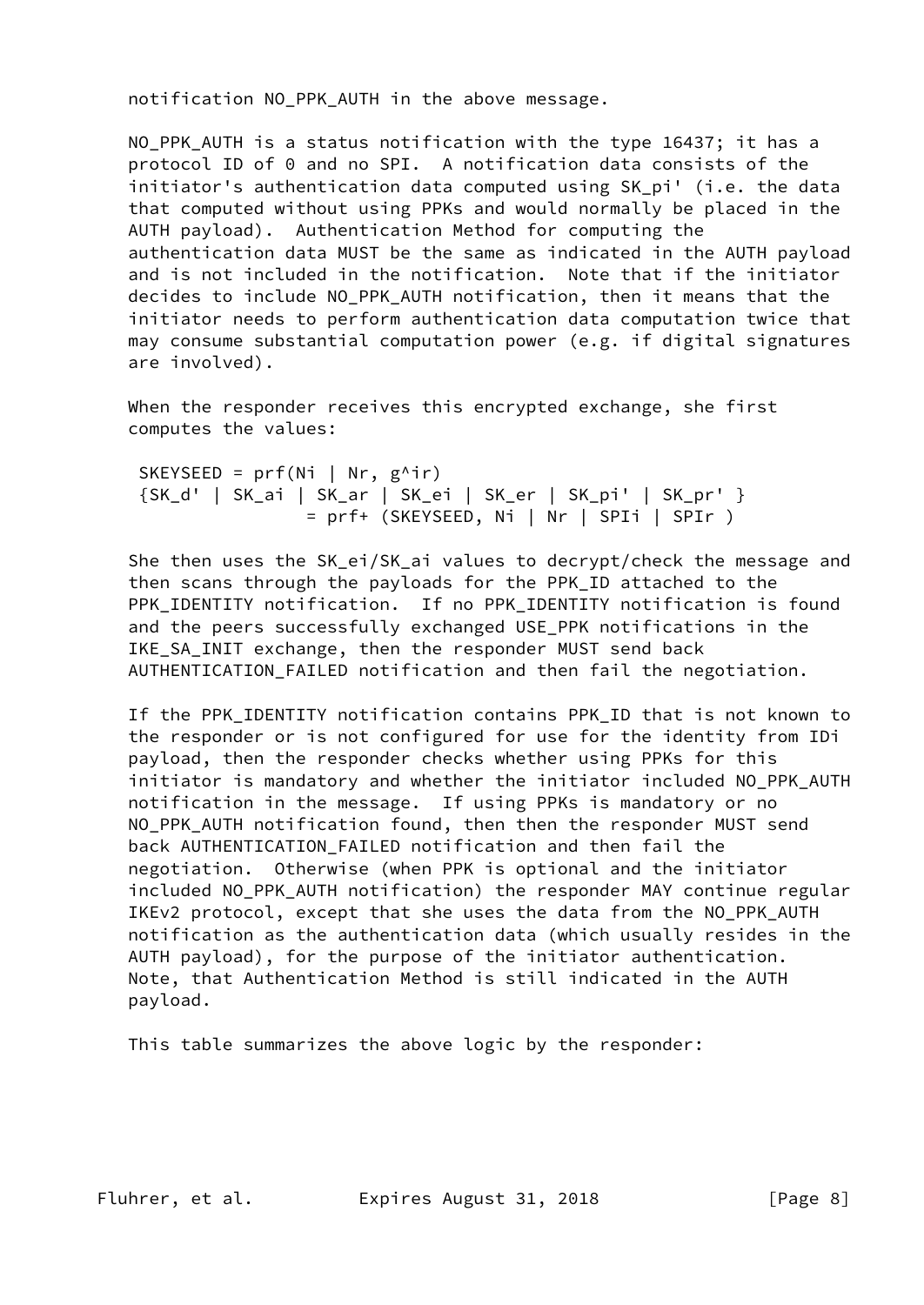notification NO_PPK_AUTH in the above message.

NO_PPK_AUTH is a status notification with the type 16437; it has a protocol ID of 0 and no SPI. A notification data consists of the initiator's authentication data computed using SK_pi' (i.e. the data that computed without using PPKs and would normally be placed in the AUTH payload). Authentication Method for computing the authentication data MUST be the same as indicated in the AUTH payload and is not included in the notification. Note that if the initiator decides to include NO_PPK_AUTH notification, then it means that the initiator needs to perform authentication data computation twice that may consume substantial computation power (e.g. if digital signatures are involved).

When the responder receives this encrypted exchange, she first computes the values:

```
 SKEYSEED = prf(Ni | Nr, g^ir)
 {SK_d' | SK_ai | SK_ar | SK_ei | SK_er | SK_pi' | SK_pr' }
                = prf+ (SKEYSEED, Ni | Nr | SPIi | SPIr )
```

She then uses the SK_ei/SK_ai values to decrypt/check the message and then scans through the payloads for the PPK_ID attached to the PPK_IDENTITY notification. If no PPK_IDENTITY notification is found and the peers successfully exchanged USE_PPK notifications in the IKE_SA_INIT exchange, then the responder MUST send back AUTHENTICATION_FAILED notification and then fail the negotiation.

If the PPK_IDENTITY notification contains PPK_ID that is not known to the responder or is not configured for use for the identity from IDi payload, then the responder checks whether using PPKs for this initiator is mandatory and whether the initiator included NO_PPK_AUTH notification in the message. If using PPKs is mandatory or no NO_PPK_AUTH notification found, then then the responder MUST send back AUTHENTICATION_FAILED notification and then fail the negotiation. Otherwise (when PPK is optional and the initiator included NO_PPK_AUTH notification) the responder MAY continue regular IKEv2 protocol, except that she uses the data from the NO_PPK_AUTH notification as the authentication data (which usually resides in the AUTH payload), for the purpose of the initiator authentication. Note, that Authentication Method is still indicated in the AUTH payload.

This table summarizes the above logic by the responder: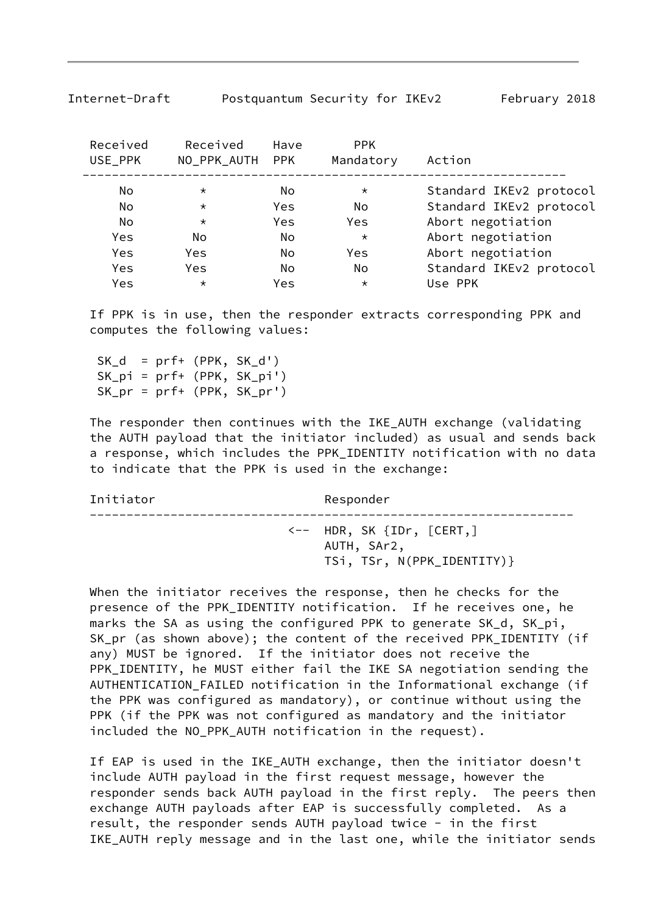| Received USE_PPK | Received NO_PPK_AUTH | Have PPK | PPK Mandatory | Action |
|---|---|---|---|---|
| No | * | No | * | Standard IKEv2 protocol |
| No | * | Yes | No | Standard IKEv2 protocol |
| No | * | Yes | Yes | Abort negotiation |
| Yes | No | No | * | Abort negotiation |
| Yes | Yes | No | Yes | Abort negotiation |
| Yes | Yes | No | No | Standard IKEv2 protocol |
| Yes | * | Yes | * | Use PPK |

If PPK is in use, then the responder extracts corresponding PPK and computes the following values:

```
SK_d  = prf+ (PPK, SK_d')
SK_pi = prf+ (PPK, SK_pi')
SK_pr = prf+ (PPK, SK_pr')
```

The responder then continues with the IKE_AUTH exchange (validating the AUTH payload that the initiator included) as usual and sends back a response, which includes the PPK_IDENTITY notification with no data to indicate that the PPK is used in the exchange:

```
Initiator                         Responder
------------------------------------------------------------------
                             <--  HDR, SK {IDr, [CERT,]
                                  AUTH, SAr2,
                                  TSi, TSr, N(PPK_IDENTITY)}
```

When the initiator receives the response, then he checks for the presence of the PPK_IDENTITY notification. If he receives one, he marks the SA as using the configured PPK to generate SK_d, SK_pi, SK_pr (as shown above); the content of the received PPK_IDENTITY (if any) MUST be ignored. If the initiator does not receive the PPK_IDENTITY, he MUST either fail the IKE SA negotiation sending the AUTHENTICATION_FAILED notification in the Informational exchange (if the PPK was configured as mandatory), or continue without using the PPK (if the PPK was not configured as mandatory and the initiator included the NO_PPK_AUTH notification in the request).

If EAP is used in the IKE_AUTH exchange, then the initiator doesn't include AUTH payload in the first request message, however the responder sends back AUTH payload in the first reply. The peers then exchange AUTH payloads after EAP is successfully completed. As a result, the responder sends AUTH payload twice - in the first IKE_AUTH reply message and in the last one, while the initiator sends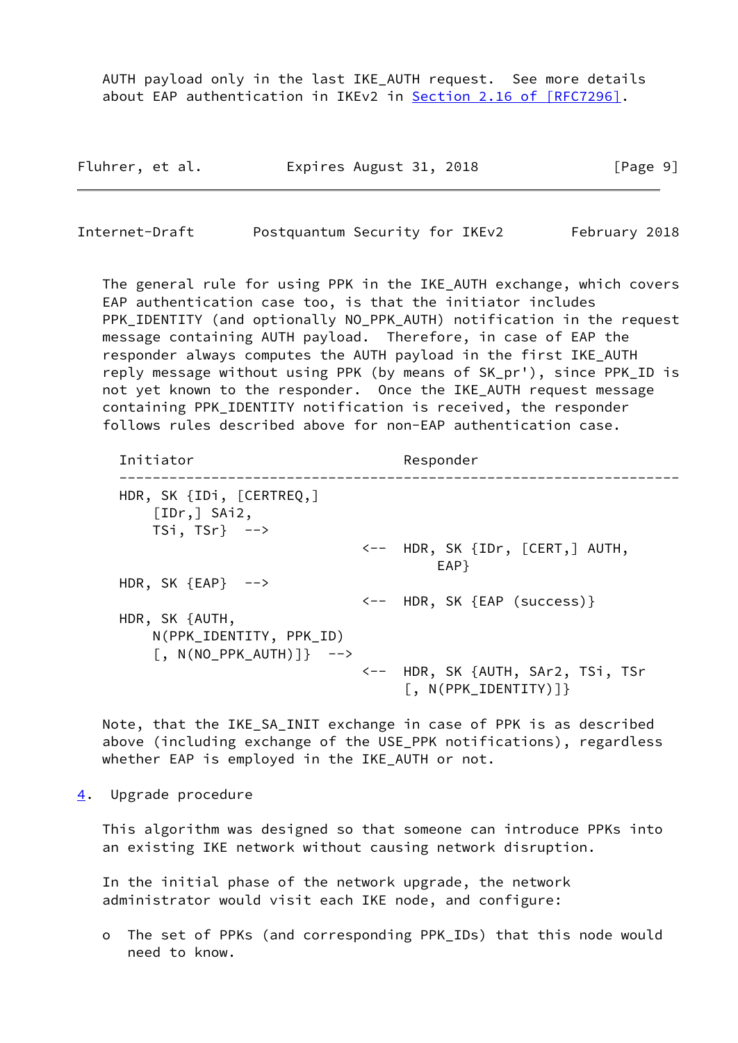AUTH payload only in the last IKE_AUTH request.  See more details about EAP authentication in IKEv2 in Section 2.16 of [RFC7296].

The general rule for using PPK in the IKE_AUTH exchange, which covers EAP authentication case too, is that the initiator includes PPK_IDENTITY (and optionally NO_PPK_AUTH) notification in the request message containing AUTH payload.  Therefore, in case of EAP the responder always computes the AUTH payload in the first IKE_AUTH reply message without using PPK (by means of SK_pr'), since PPK_ID is not yet known to the responder.  Once the IKE_AUTH request message containing PPK_IDENTITY notification is received, the responder follows rules described above for non-EAP authentication case.

```
Initiator                         Responder
--------------------------------------------------------------------
HDR, SK {IDi, [CERTREQ,]
    [IDr,] SAi2,
    TSi, TSr}  -->
                             <--  HDR, SK {IDr, [CERT,] AUTH,
                                      EAP}
HDR, SK {EAP}  -->
                             <--  HDR, SK {EAP (success)}
HDR, SK {AUTH,
    N(PPK_IDENTITY, PPK_ID)
    [, N(NO_PPK_AUTH)]}  -->
                             <--  HDR, SK {AUTH, SAr2, TSi, TSr
                                  [, N(PPK_IDENTITY)]}
```

Note, that the IKE_SA_INIT exchange in case of PPK is as described above (including exchange of the USE_PPK notifications), regardless whether EAP is employed in the IKE_AUTH or not.

## 4. Upgrade procedure

This algorithm was designed so that someone can introduce PPKs into an existing IKE network without causing network disruption.

In the initial phase of the network upgrade, the network administrator would visit each IKE node, and configure:

- The set of PPKs (and corresponding PPK_IDs) that this node would need to know.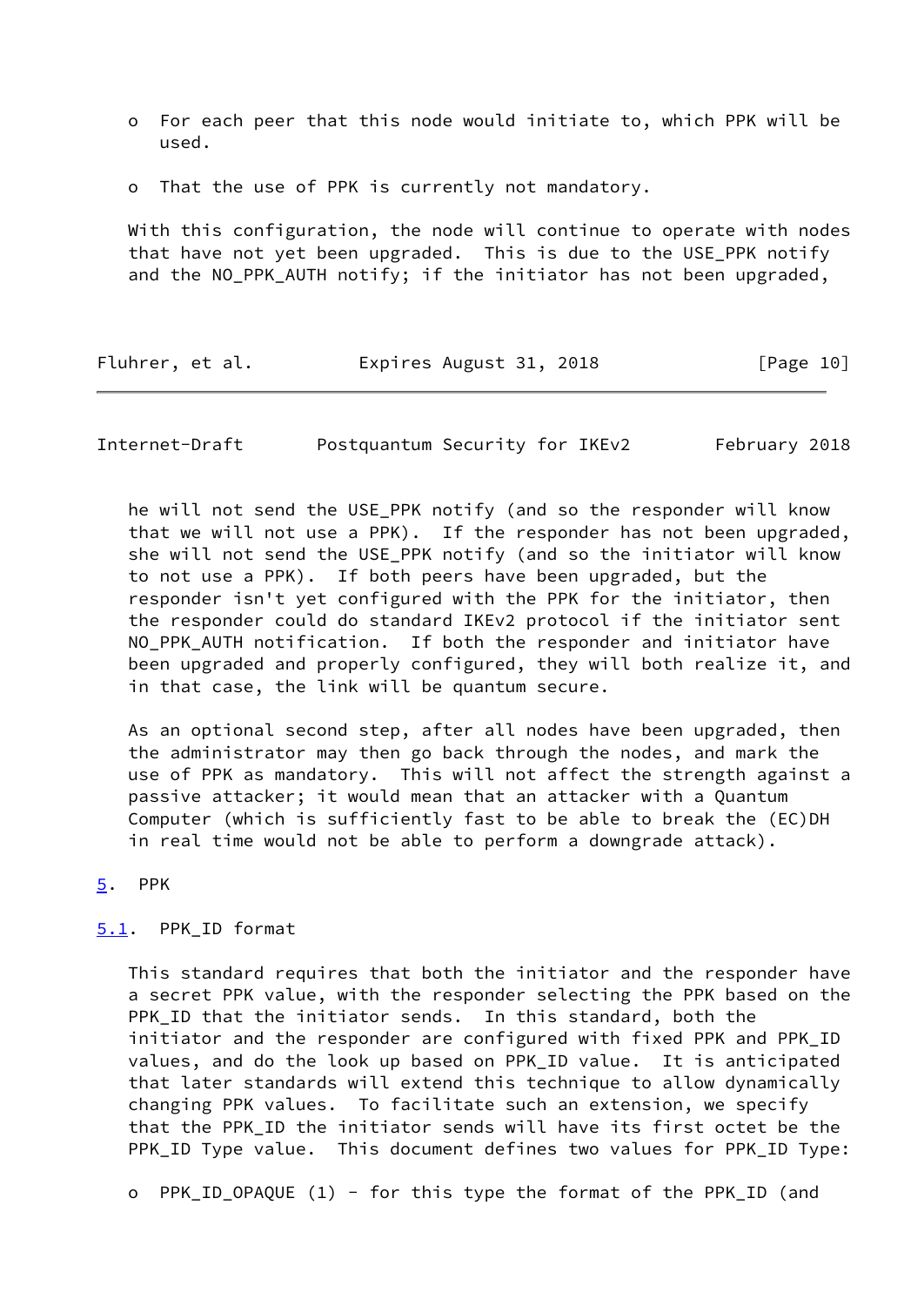- For each peer that this node would initiate to, which PPK will be used.

- That the use of PPK is currently not mandatory.

With this configuration, the node will continue to operate with nodes that have not yet been upgraded. This is due to the USE_PPK notify and the NO_PPK_AUTH notify; if the initiator has not been upgraded, he will not send the USE_PPK notify (and so the responder will know that we will not use a PPK). If the responder has not been upgraded, she will not send the USE_PPK notify (and so the initiator will know to not use a PPK). If both peers have been upgraded, but the responder isn't yet configured with the PPK for the initiator, then the responder could do standard IKEv2 protocol if the initiator sent NO_PPK_AUTH notification. If both the responder and initiator have been upgraded and properly configured, they will both realize it, and in that case, the link will be quantum secure.

As an optional second step, after all nodes have been upgraded, then the administrator may then go back through the nodes, and mark the use of PPK as mandatory. This will not affect the strength against a passive attacker; it would mean that an attacker with a Quantum Computer (which is sufficiently fast to be able to break the (EC)DH in real time would not be able to perform a downgrade attack).

## 5. PPK

### 5.1. PPK_ID format

This standard requires that both the initiator and the responder have a secret PPK value, with the responder selecting the PPK based on the PPK_ID that the initiator sends. In this standard, both the initiator and the responder are configured with fixed PPK and PPK_ID values, and do the look up based on PPK_ID value. It is anticipated that later standards will extend this technique to allow dynamically changing PPK values. To facilitate such an extension, we specify that the PPK_ID the initiator sends will have its first octet be the PPK_ID Type value. This document defines two values for PPK_ID Type:

- PPK_ID_OPAQUE (1) - for this type the format of the PPK_ID (and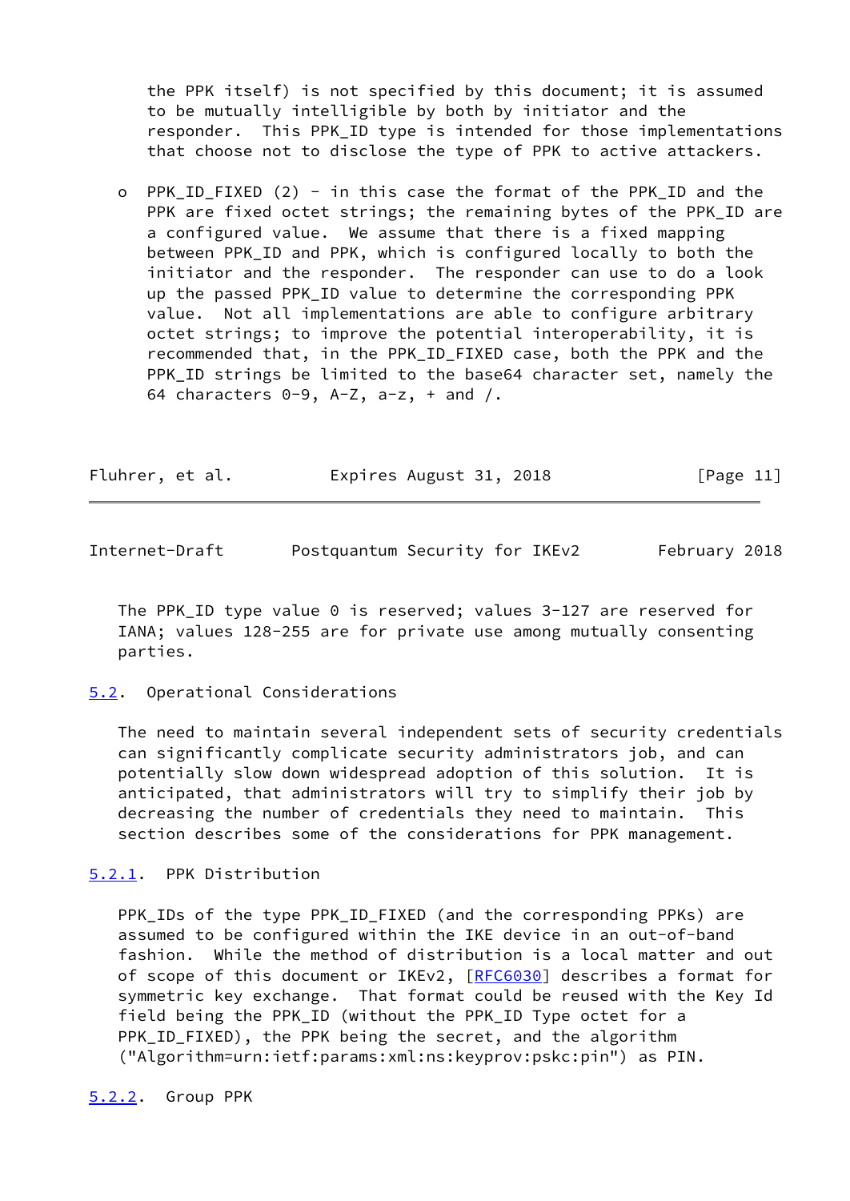the PPK itself) is not specified by this document; it is assumed to be mutually intelligible by both by initiator and the responder. This PPK_ID type is intended for those implementations that choose not to disclose the type of PPK to active attackers.

- PPK_ID_FIXED (2) - in this case the format of the PPK_ID and the PPK are fixed octet strings; the remaining bytes of the PPK_ID are a configured value. We assume that there is a fixed mapping between PPK_ID and PPK, which is configured locally to both the initiator and the responder. The responder can use to do a look up the passed PPK_ID value to determine the corresponding PPK value. Not all implementations are able to configure arbitrary octet strings; to improve the potential interoperability, it is recommended that, in the PPK_ID_FIXED case, both the PPK and the PPK_ID strings be limited to the base64 character set, namely the 64 characters 0-9, A-Z, a-z, + and /.

The PPK_ID type value 0 is reserved; values 3-127 are reserved for IANA; values 128-255 are for private use among mutually consenting parties.

## 5.2. Operational Considerations

The need to maintain several independent sets of security credentials can significantly complicate security administrators job, and can potentially slow down widespread adoption of this solution. It is anticipated, that administrators will try to simplify their job by decreasing the number of credentials they need to maintain. This section describes some of the considerations for PPK management.

### 5.2.1. PPK Distribution

PPK_IDs of the type PPK_ID_FIXED (and the corresponding PPKs) are assumed to be configured within the IKE device in an out-of-band fashion. While the method of distribution is a local matter and out of scope of this document or IKEv2, [RFC6030] describes a format for symmetric key exchange. That format could be reused with the Key Id field being the PPK_ID (without the PPK_ID Type octet for a PPK_ID_FIXED), the PPK being the secret, and the algorithm ("Algorithm=urn:ietf:params:xml:ns:keyprov:pskc:pin") as PIN.

### 5.2.2. Group PPK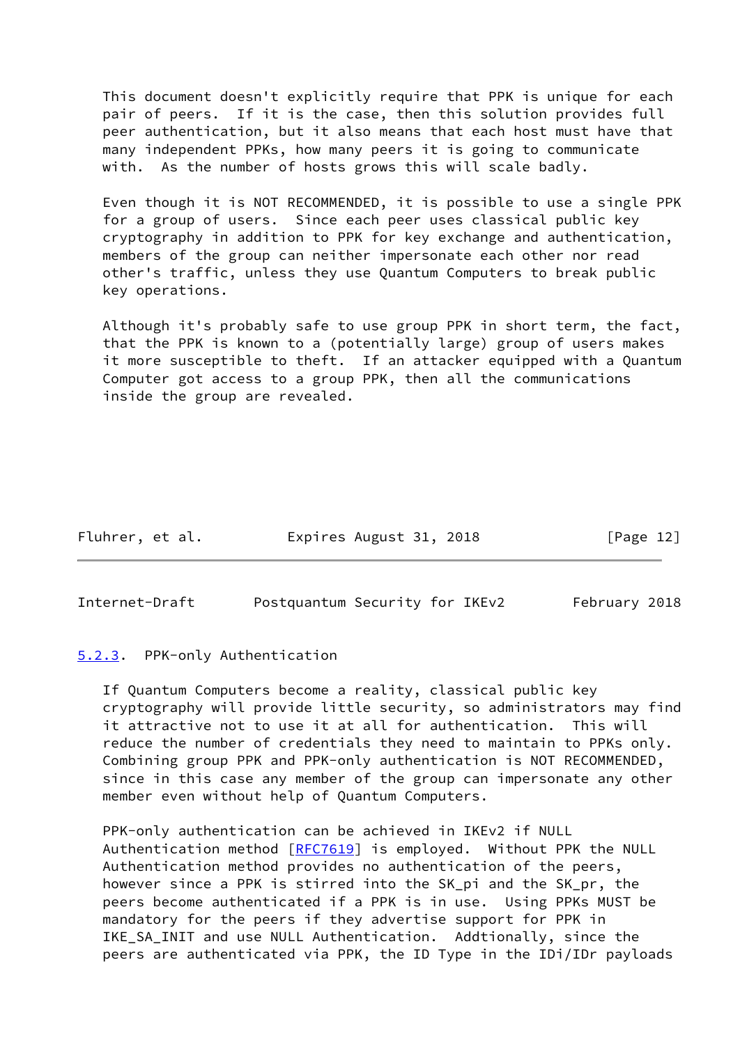This document doesn't explicitly require that PPK is unique for each pair of peers. If it is the case, then this solution provides full peer authentication, but it also means that each host must have that many independent PPKs, how many peers it is going to communicate with. As the number of hosts grows this will scale badly.

Even though it is NOT RECOMMENDED, it is possible to use a single PPK for a group of users. Since each peer uses classical public key cryptography in addition to PPK for key exchange and authentication, members of the group can neither impersonate each other nor read other's traffic, unless they use Quantum Computers to break public key operations.

Although it's probably safe to use group PPK in short term, the fact, that the PPK is known to a (potentially large) group of users makes it more susceptible to theft. If an attacker equipped with a Quantum Computer got access to a group PPK, then all the communications inside the group are revealed.

#### 5.2.3. PPK-only Authentication

If Quantum Computers become a reality, classical public key cryptography will provide little security, so administrators may find it attractive not to use it at all for authentication. This will reduce the number of credentials they need to maintain to PPKs only. Combining group PPK and PPK-only authentication is NOT RECOMMENDED, since in this case any member of the group can impersonate any other member even without help of Quantum Computers.

PPK-only authentication can be achieved in IKEv2 if NULL Authentication method [RFC7619] is employed. Without PPK the NULL Authentication method provides no authentication of the peers, however since a PPK is stirred into the SK_pi and the SK_pr, the peers become authenticated if a PPK is in use. Using PPKs MUST be mandatory for the peers if they advertise support for PPK in IKE_SA_INIT and use NULL Authentication. Addtionally, since the peers are authenticated via PPK, the ID Type in the IDi/IDr payloads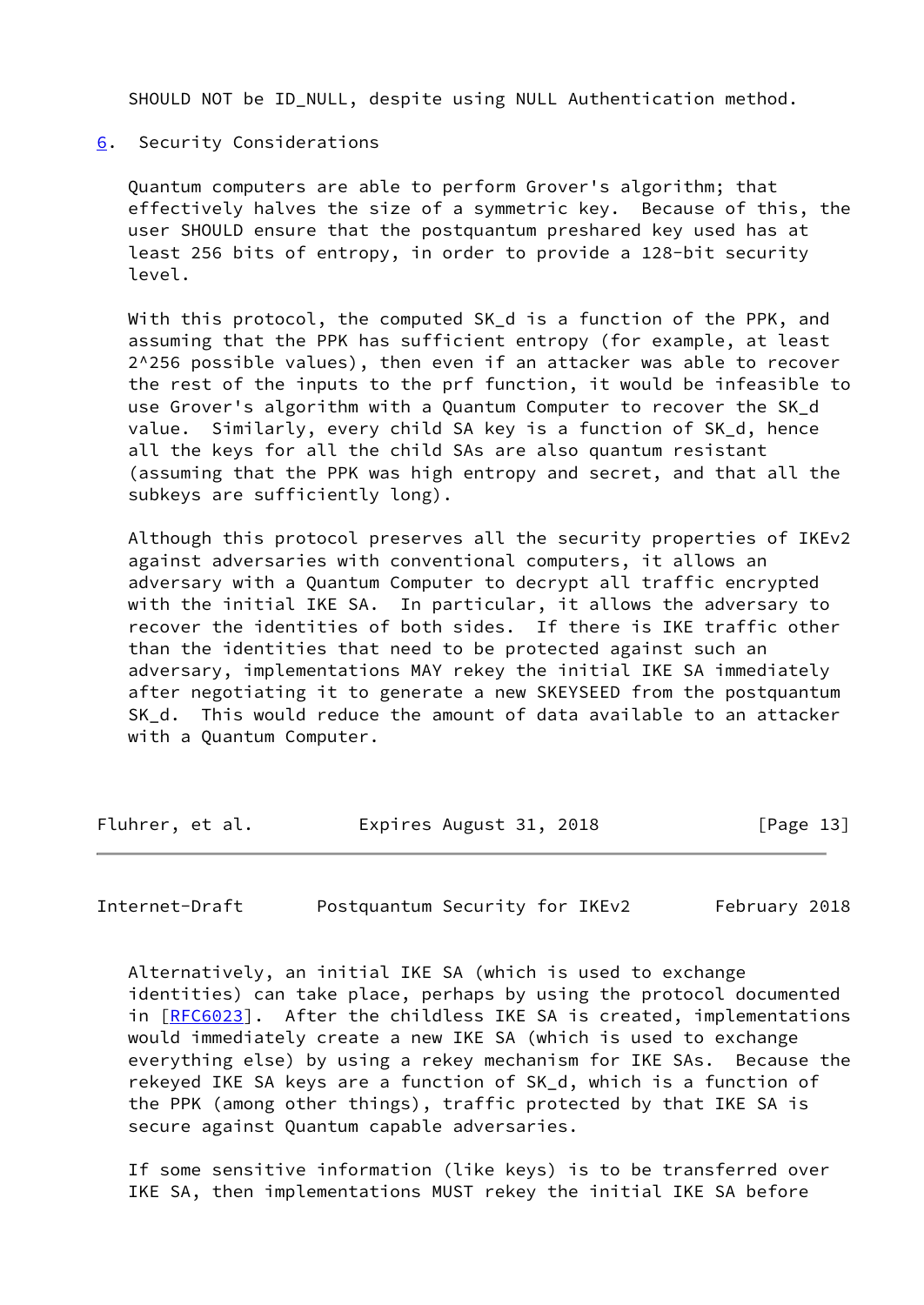SHOULD NOT be ID_NULL, despite using NULL Authentication method.

## 6. Security Considerations

Quantum computers are able to perform Grover's algorithm; that effectively halves the size of a symmetric key. Because of this, the user SHOULD ensure that the postquantum preshared key used has at least 256 bits of entropy, in order to provide a 128-bit security level.

With this protocol, the computed SK_d is a function of the PPK, and assuming that the PPK has sufficient entropy (for example, at least $2^{256}$ possible values), then even if an attacker was able to recover the rest of the inputs to the prf function, it would be infeasible to use Grover's algorithm with a Quantum Computer to recover the SK_d value. Similarly, every child SA key is a function of SK_d, hence all the keys for all the child SAs are also quantum resistant (assuming that the PPK was high entropy and secret, and that all the subkeys are sufficiently long).

Although this protocol preserves all the security properties of IKEv2 against adversaries with conventional computers, it allows an adversary with a Quantum Computer to decrypt all traffic encrypted with the initial IKE SA. In particular, it allows the adversary to recover the identities of both sides. If there is IKE traffic other than the identities that need to be protected against such an adversary, implementations MAY rekey the initial IKE SA immediately after negotiating it to generate a new SKEYSEED from the postquantum SK_d. This would reduce the amount of data available to an attacker with a Quantum Computer.

Alternatively, an initial IKE SA (which is used to exchange identities) can take place, perhaps by using the protocol documented in [RFC6023]. After the childless IKE SA is created, implementations would immediately create a new IKE SA (which is used to exchange everything else) by using a rekey mechanism for IKE SAs. Because the rekeyed IKE SA keys are a function of SK_d, which is a function of the PPK (among other things), traffic protected by that IKE SA is secure against Quantum capable adversaries.

If some sensitive information (like keys) is to be transferred over IKE SA, then implementations MUST rekey the initial IKE SA before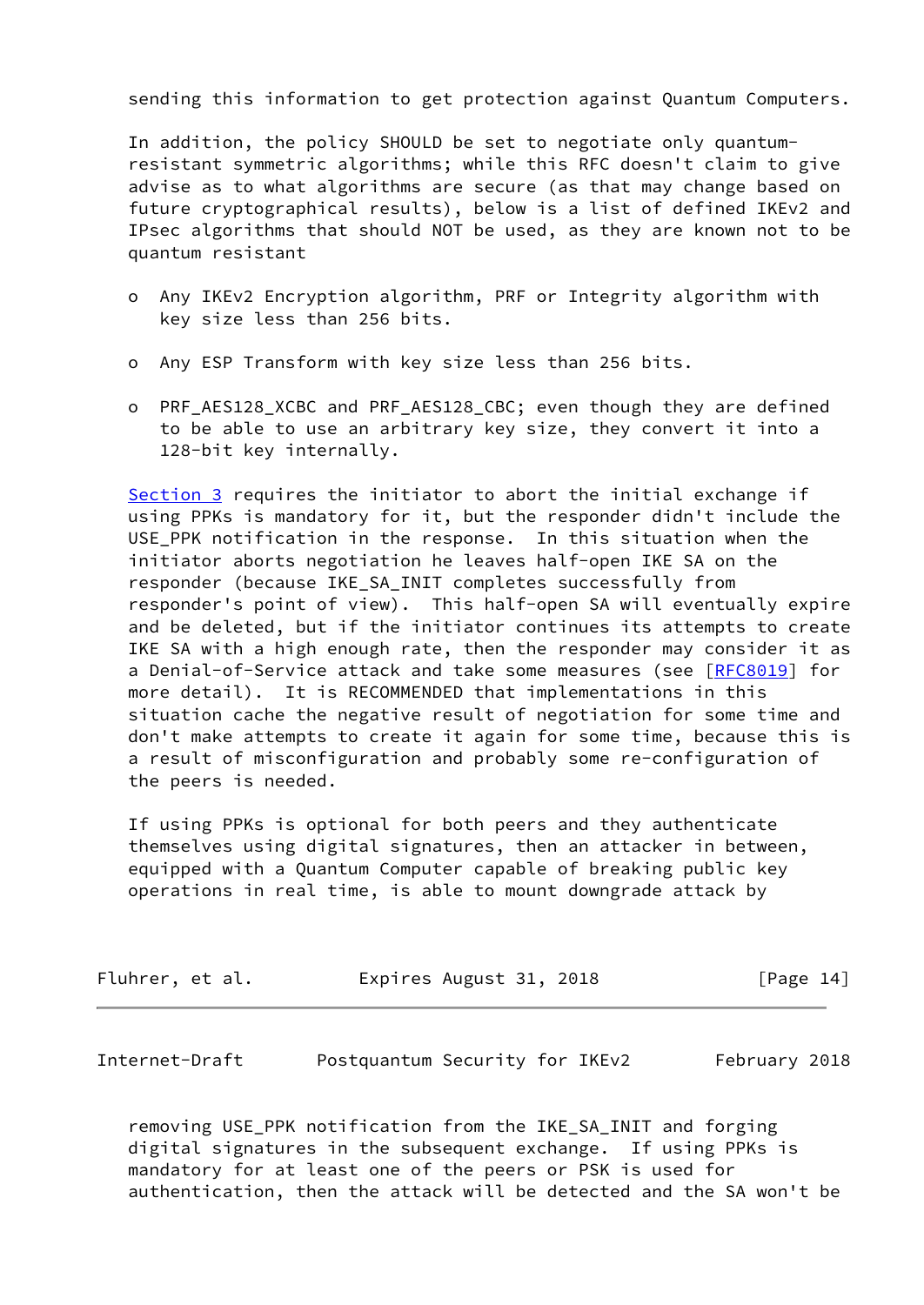sending this information to get protection against Quantum Computers.

In addition, the policy SHOULD be set to negotiate only quantum-resistant symmetric algorithms; while this RFC doesn't claim to give advise as to what algorithms are secure (as that may change based on future cryptographical results), below is a list of defined IKEv2 and IPsec algorithms that should NOT be used, as they are known not to be quantum resistant

- Any IKEv2 Encryption algorithm, PRF or Integrity algorithm with key size less than 256 bits.
- Any ESP Transform with key size less than 256 bits.
- PRF_AES128_XCBC and PRF_AES128_CBC; even though they are defined to be able to use an arbitrary key size, they convert it into a 128-bit key internally.

Section 3 requires the initiator to abort the initial exchange if using PPKs is mandatory for it, but the responder didn't include the USE_PPK notification in the response. In this situation when the initiator aborts negotiation he leaves half-open IKE SA on the responder (because IKE_SA_INIT completes successfully from responder's point of view). This half-open SA will eventually expire and be deleted, but if the initiator continues its attempts to create IKE SA with a high enough rate, then the responder may consider it as a Denial-of-Service attack and take some measures (see [RFC8019] for more detail). It is RECOMMENDED that implementations in this situation cache the negative result of negotiation for some time and don't make attempts to create it again for some time, because this is a result of misconfiguration and probably some re-configuration of the peers is needed.

If using PPKs is optional for both peers and they authenticate themselves using digital signatures, then an attacker in between, equipped with a Quantum Computer capable of breaking public key operations in real time, is able to mount downgrade attack by removing USE_PPK notification from the IKE_SA_INIT and forging digital signatures in the subsequent exchange. If using PPKs is mandatory for at least one of the peers or PSK is used for authentication, then the attack will be detected and the SA won't be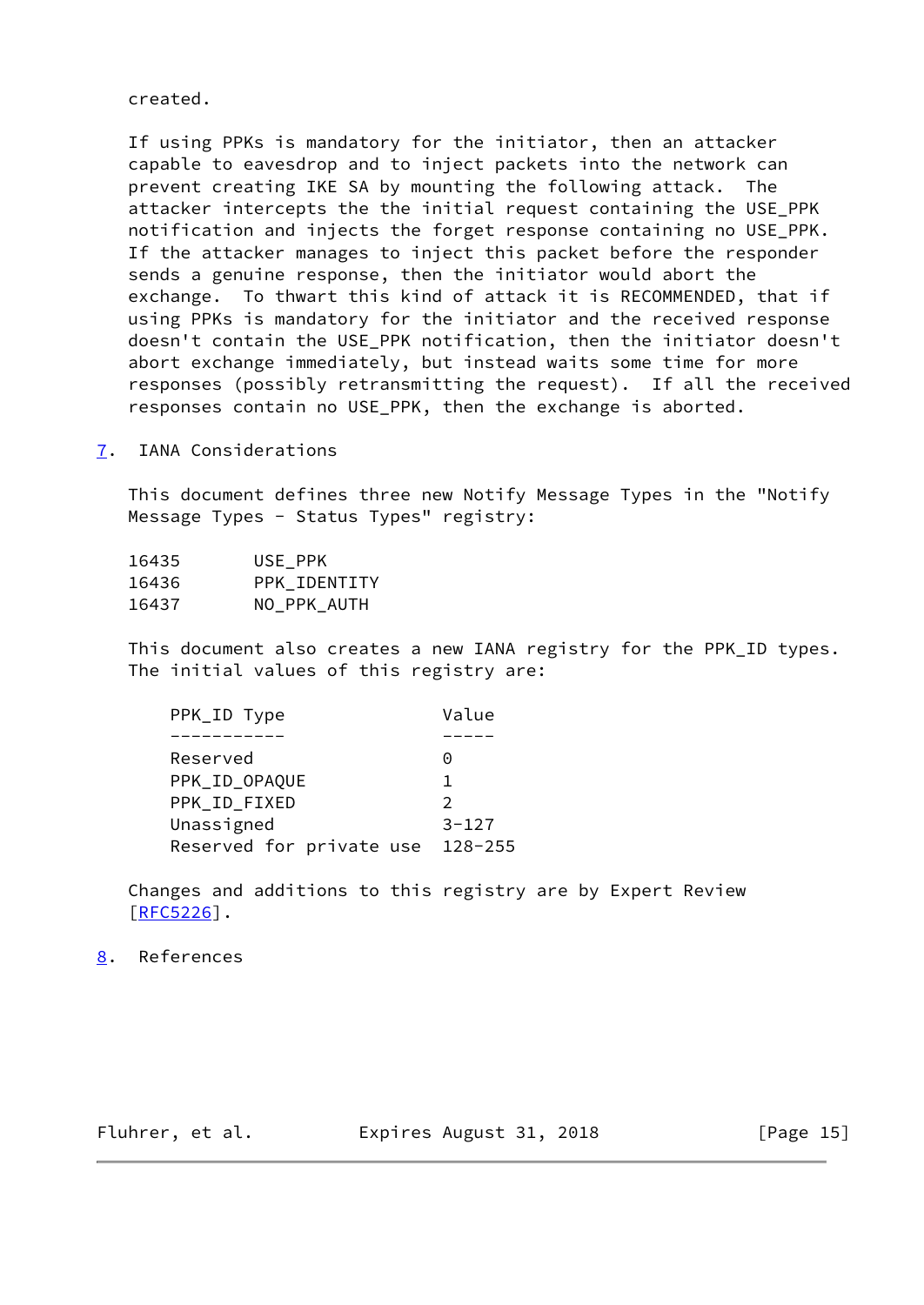created.

If using PPKs is mandatory for the initiator, then an attacker capable to eavesdrop and to inject packets into the network can prevent creating IKE SA by mounting the following attack. The attacker intercepts the the initial request containing the USE_PPK notification and injects the forget response containing no USE_PPK. If the attacker manages to inject this packet before the responder sends a genuine response, then the initiator would abort the exchange. To thwart this kind of attack it is RECOMMENDED, that if using PPKs is mandatory for the initiator and the received response doesn't contain the USE_PPK notification, then the initiator doesn't abort exchange immediately, but instead waits some time for more responses (possibly retransmitting the request). If all the received responses contain no USE_PPK, then the exchange is aborted.

## 7. IANA Considerations

This document defines three new Notify Message Types in the "Notify Message Types - Status Types" registry:

```
16435       USE_PPK
16436       PPK_IDENTITY
16437       NO_PPK_AUTH
```

This document also creates a new IANA registry for the PPK_ID types. The initial values of this registry are:

| PPK_ID Type | Value |
| --- | --- |
| Reserved | 0 |
| PPK_ID_OPAQUE | 1 |
| PPK_ID_FIXED | 2 |
| Unassigned | 3-127 |
| Reserved for private use | 128-255 |

Changes and additions to this registry are by Expert Review [RFC5226].

## 8. References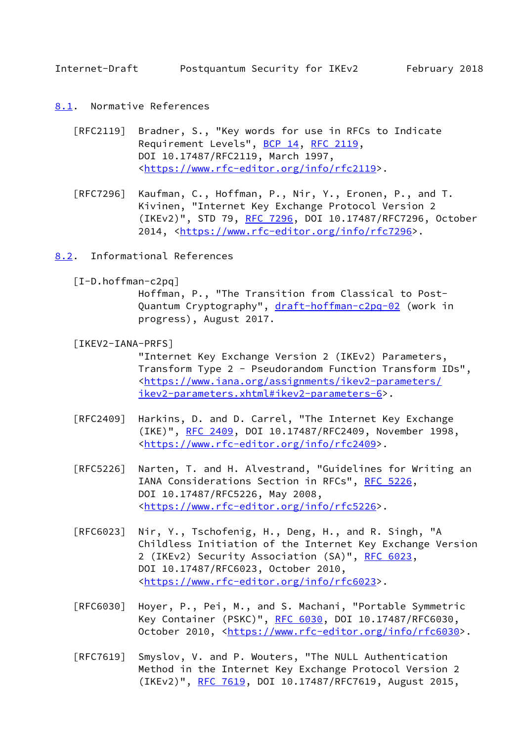### 8.1. Normative References

[RFC2119] Bradner, S., "Key words for use in RFCs to Indicate Requirement Levels", BCP 14, RFC 2119, DOI 10.17487/RFC2119, March 1997, <https://www.rfc-editor.org/info/rfc2119>.

[RFC7296] Kaufman, C., Hoffman, P., Nir, Y., Eronen, P., and T. Kivinen, "Internet Key Exchange Protocol Version 2 (IKEv2)", STD 79, RFC 7296, DOI 10.17487/RFC7296, October 2014, <https://www.rfc-editor.org/info/rfc7296>.

### 8.2. Informational References

[I-D.hoffman-c2pq] Hoffman, P., "The Transition from Classical to Post-Quantum Cryptography", draft-hoffman-c2pq-02 (work in progress), August 2017.

[IKEV2-IANA-PRFS] "Internet Key Exchange Version 2 (IKEv2) Parameters, Transform Type 2 - Pseudorandom Function Transform IDs", <https://www.iana.org/assignments/ikev2-parameters/ikev2-parameters.xhtml#ikev2-parameters-6>.

[RFC2409] Harkins, D. and D. Carrel, "The Internet Key Exchange (IKE)", RFC 2409, DOI 10.17487/RFC2409, November 1998, <https://www.rfc-editor.org/info/rfc2409>.

[RFC5226] Narten, T. and H. Alvestrand, "Guidelines for Writing an IANA Considerations Section in RFCs", RFC 5226, DOI 10.17487/RFC5226, May 2008, <https://www.rfc-editor.org/info/rfc5226>.

[RFC6023] Nir, Y., Tschofenig, H., Deng, H., and R. Singh, "A Childless Initiation of the Internet Key Exchange Version 2 (IKEv2) Security Association (SA)", RFC 6023, DOI 10.17487/RFC6023, October 2010, <https://www.rfc-editor.org/info/rfc6023>.

[RFC6030] Hoyer, P., Pei, M., and S. Machani, "Portable Symmetric Key Container (PSKC)", RFC 6030, DOI 10.17487/RFC6030, October 2010, <https://www.rfc-editor.org/info/rfc6030>.

[RFC7619] Smyslov, V. and P. Wouters, "The NULL Authentication Method in the Internet Key Exchange Protocol Version 2 (IKEv2)", RFC 7619, DOI 10.17487/RFC7619, August 2015,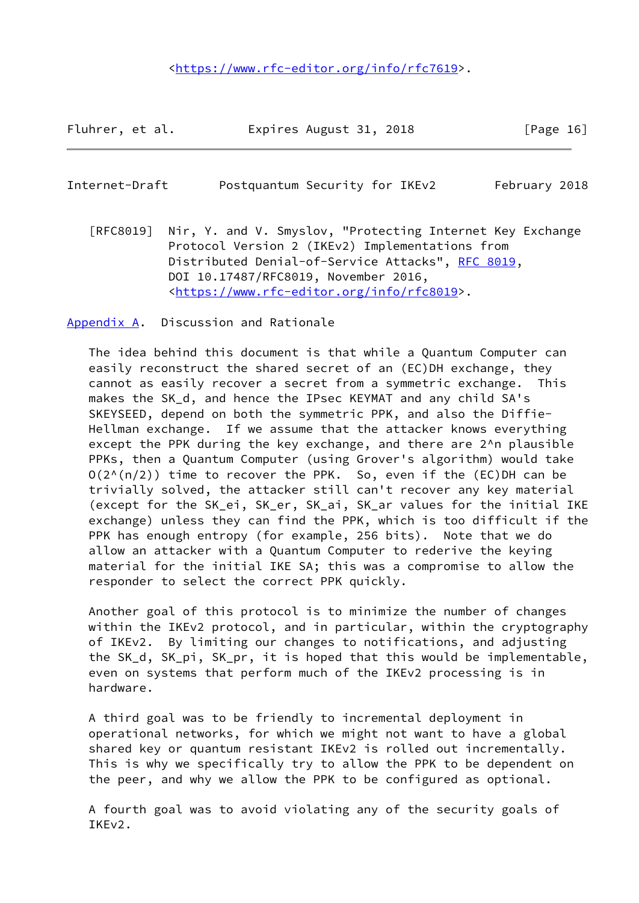<https://www.rfc-editor.org/info/rfc7619>.

[RFC8019] Nir, Y. and V. Smyslov, "Protecting Internet Key Exchange Protocol Version 2 (IKEv2) Implementations from Distributed Denial-of-Service Attacks", RFC 8019, DOI 10.17487/RFC8019, November 2016, <https://www.rfc-editor.org/info/rfc8019>.

## Appendix A. Discussion and Rationale

The idea behind this document is that while a Quantum Computer can easily reconstruct the shared secret of an (EC)DH exchange, they cannot as easily recover a secret from a symmetric exchange. This makes the SK_d, and hence the IPsec KEYMAT and any child SA's SKEYSEED, depend on both the symmetric PPK, and also the Diffie-Hellman exchange. If we assume that the attacker knows everything except the PPK during the key exchange, and there are $2^n$ plausible PPKs, then a Quantum Computer (using Grover's algorithm) would take $O(2^{(n/2)})$ time to recover the PPK. So, even if the (EC)DH can be trivially solved, the attacker still can't recover any key material (except for the SK_ei, SK_er, SK_ai, SK_ar values for the initial IKE exchange) unless they can find the PPK, which is too difficult if the PPK has enough entropy (for example, 256 bits). Note that we do allow an attacker with a Quantum Computer to rederive the keying material for the initial IKE SA; this was a compromise to allow the responder to select the correct PPK quickly.

Another goal of this protocol is to minimize the number of changes within the IKEv2 protocol, and in particular, within the cryptography of IKEv2. By limiting our changes to notifications, and adjusting the SK_d, SK_pi, SK_pr, it is hoped that this would be implementable, even on systems that perform much of the IKEv2 processing is in hardware.

A third goal was to be friendly to incremental deployment in operational networks, for which we might not want to have a global shared key or quantum resistant IKEv2 is rolled out incrementally. This is why we specifically try to allow the PPK to be dependent on the peer, and why we allow the PPK to be configured as optional.

A fourth goal was to avoid violating any of the security goals of IKEv2.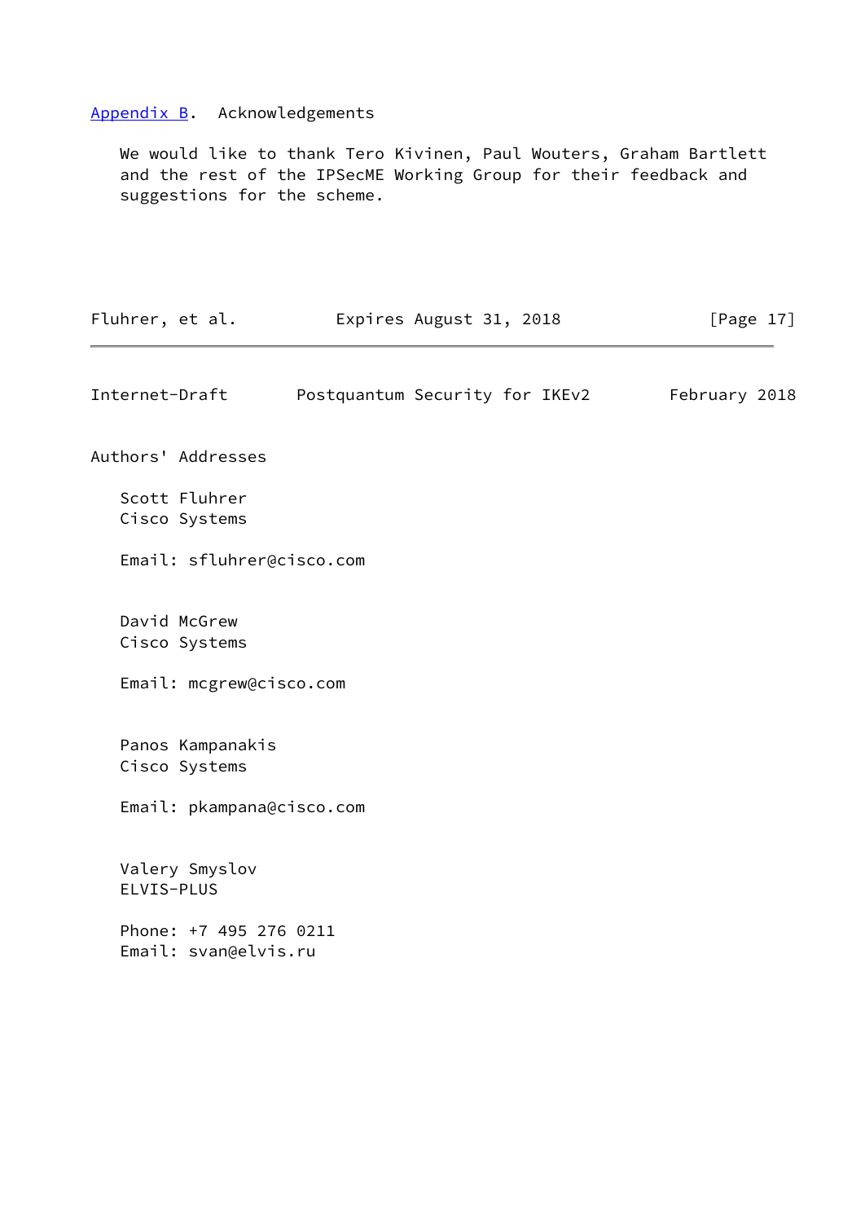## Appendix B. Acknowledgements

We would like to thank Tero Kivinen, Paul Wouters, Graham Bartlett and the rest of the IPSecME Working Group for their feedback and suggestions for the scheme.

## Authors' Addresses

Scott Fluhrer
Cisco Systems

Email: sfluhrer@cisco.com

David McGrew
Cisco Systems

Email: mcgrew@cisco.com

Panos Kampanakis
Cisco Systems

Email: pkampana@cisco.com

Valery Smyslov
ELVIS-PLUS

Phone: +7 495 276 0211
Email: svan@elvis.ru